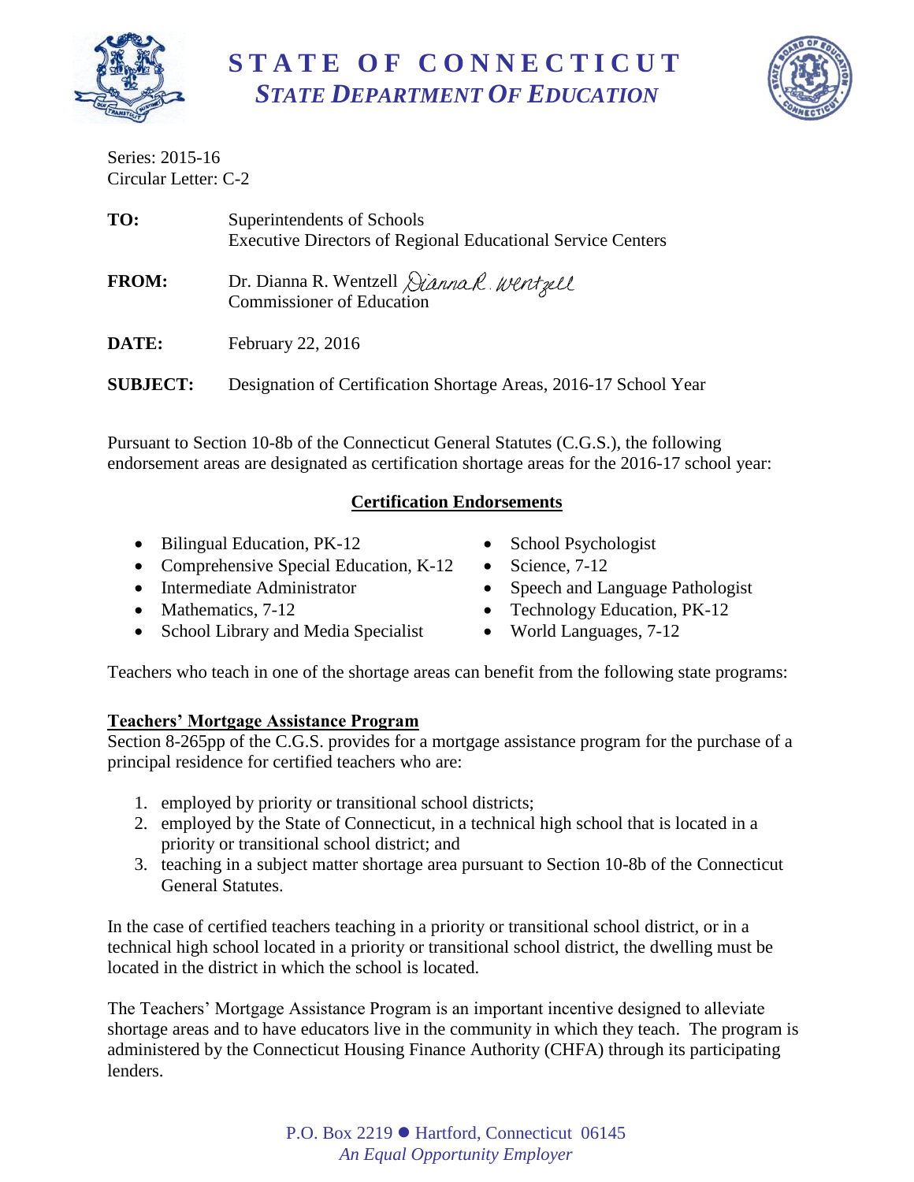# STATE OF CONNECTICUT
## *STATE DEPARTMENT OF EDUCATION*

Series: 2015-16
Circular Letter: C-2

**TO:** Superintendents of Schools
Executive Directors of Regional Educational Service Centers

**FROM:** Dr. Dianna R. Wentzell *Dianna R. Wentzell*
Commissioner of Education

**DATE:** February 22, 2016

**SUBJECT:** Designation of Certification Shortage Areas, 2016-17 School Year

Pursuant to Section 10-8b of the Connecticut General Statutes (C.G.S.), the following endorsement areas are designated as certification shortage areas for the 2016-17 school year:

**Certification Endorsements**

- Bilingual Education, PK-12
- Comprehensive Special Education, K-12
- Intermediate Administrator
- Mathematics, 7-12
- School Library and Media Specialist
- School Psychologist
- Science, 7-12
- Speech and Language Pathologist
- Technology Education, PK-12
- World Languages, 7-12

Teachers who teach in one of the shortage areas can benefit from the following state programs:

**Teachers' Mortgage Assistance Program**
Section 8-265pp of the C.G.S. provides for a mortgage assistance program for the purchase of a principal residence for certified teachers who are:

1. employed by priority or transitional school districts;
2. employed by the State of Connecticut, in a technical high school that is located in a priority or transitional school district; and
3. teaching in a subject matter shortage area pursuant to Section 10-8b of the Connecticut General Statutes.

In the case of certified teachers teaching in a priority or transitional school district, or in a technical high school located in a priority or transitional school district, the dwelling must be located in the district in which the school is located.

The Teachers' Mortgage Assistance Program is an important incentive designed to alleviate shortage areas and to have educators live in the community in which they teach. The program is administered by the Connecticut Housing Finance Authority (CHFA) through its participating lenders.

P.O. Box 2219 ● Hartford, Connecticut 06145
*An Equal Opportunity Employer*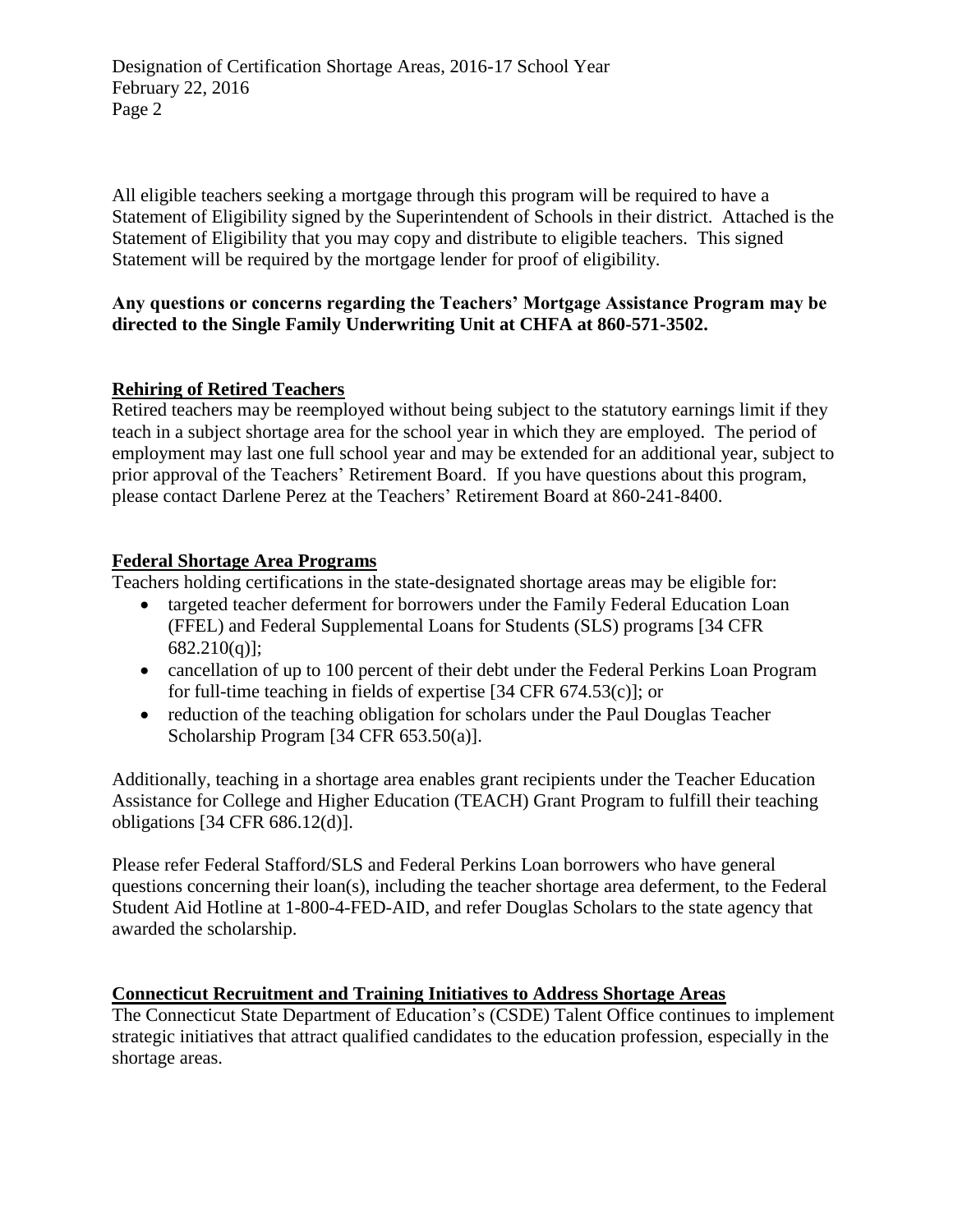All eligible teachers seeking a mortgage through this program will be required to have a Statement of Eligibility signed by the Superintendent of Schools in their district. Attached is the Statement of Eligibility that you may copy and distribute to eligible teachers. This signed Statement will be required by the mortgage lender for proof of eligibility.

**Any questions or concerns regarding the Teachers' Mortgage Assistance Program may be directed to the Single Family Underwriting Unit at CHFA at 860-571-3502.**

## Rehiring of Retired Teachers

Retired teachers may be reemployed without being subject to the statutory earnings limit if they teach in a subject shortage area for the school year in which they are employed. The period of employment may last one full school year and may be extended for an additional year, subject to prior approval of the Teachers' Retirement Board. If you have questions about this program, please contact Darlene Perez at the Teachers' Retirement Board at 860-241-8400.

## Federal Shortage Area Programs

Teachers holding certifications in the state-designated shortage areas may be eligible for:

- targeted teacher deferment for borrowers under the Family Federal Education Loan (FFEL) and Federal Supplemental Loans for Students (SLS) programs [34 CFR 682.210(q)];
- cancellation of up to 100 percent of their debt under the Federal Perkins Loan Program for full-time teaching in fields of expertise [34 CFR 674.53(c)]; or
- reduction of the teaching obligation for scholars under the Paul Douglas Teacher Scholarship Program [34 CFR 653.50(a)].

Additionally, teaching in a shortage area enables grant recipients under the Teacher Education Assistance for College and Higher Education (TEACH) Grant Program to fulfill their teaching obligations [34 CFR 686.12(d)].

Please refer Federal Stafford/SLS and Federal Perkins Loan borrowers who have general questions concerning their loan(s), including the teacher shortage area deferment, to the Federal Student Aid Hotline at 1-800-4-FED-AID, and refer Douglas Scholars to the state agency that awarded the scholarship.

## Connecticut Recruitment and Training Initiatives to Address Shortage Areas

The Connecticut State Department of Education's (CSDE) Talent Office continues to implement strategic initiatives that attract qualified candidates to the education profession, especially in the shortage areas.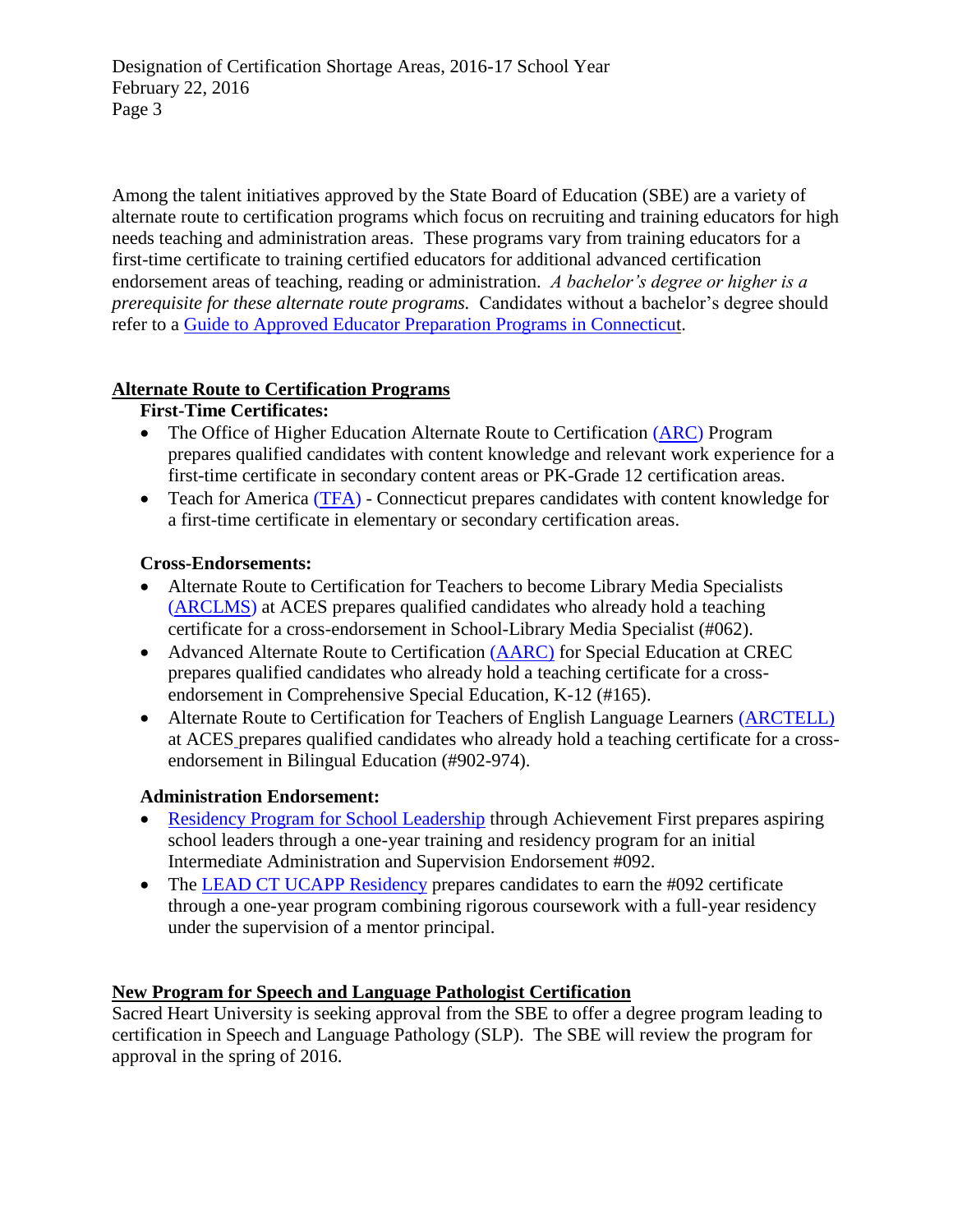Among the talent initiatives approved by the State Board of Education (SBE) are a variety of alternate route to certification programs which focus on recruiting and training educators for high needs teaching and administration areas. These programs vary from training educators for a first-time certificate to training certified educators for additional advanced certification endorsement areas of teaching, reading or administration. *A bachelor's degree or higher is a prerequisite for these alternate route programs.* Candidates without a bachelor's degree should refer to a Guide to Approved Educator Preparation Programs in Connecticut.

## Alternate Route to Certification Programs

### First-Time Certificates:

- The Office of Higher Education Alternate Route to Certification (ARC) Program prepares qualified candidates with content knowledge and relevant work experience for a first-time certificate in secondary content areas or PK-Grade 12 certification areas.
- Teach for America (TFA) - Connecticut prepares candidates with content knowledge for a first-time certificate in elementary or secondary certification areas.

### Cross-Endorsements:

- Alternate Route to Certification for Teachers to become Library Media Specialists (ARCLMS) at ACES prepares qualified candidates who already hold a teaching certificate for a cross-endorsement in School-Library Media Specialist (#062).
- Advanced Alternate Route to Certification (AARC) for Special Education at CREC prepares qualified candidates who already hold a teaching certificate for a cross-endorsement in Comprehensive Special Education, K-12 (#165).
- Alternate Route to Certification for Teachers of English Language Learners (ARCTELL) at ACES prepares qualified candidates who already hold a teaching certificate for a cross-endorsement in Bilingual Education (#902-974).

### Administration Endorsement:

- Residency Program for School Leadership through Achievement First prepares aspiring school leaders through a one-year training and residency program for an initial Intermediate Administration and Supervision Endorsement #092.
- The LEAD CT UCAPP Residency prepares candidates to earn the #092 certificate through a one-year program combining rigorous coursework with a full-year residency under the supervision of a mentor principal.

## New Program for Speech and Language Pathologist Certification

Sacred Heart University is seeking approval from the SBE to offer a degree program leading to certification in Speech and Language Pathology (SLP). The SBE will review the program for approval in the spring of 2016.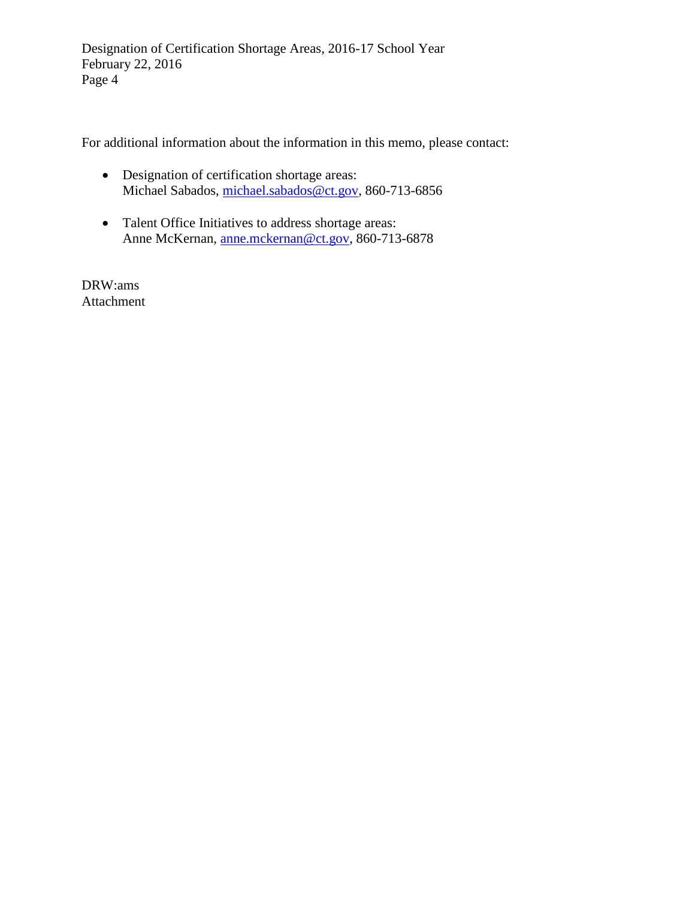For additional information about the information in this memo, please contact:

- Designation of certification shortage areas:
  Michael Sabados, michael.sabados@ct.gov, 860-713-6856

- Talent Office Initiatives to address shortage areas:
  Anne McKernan, anne.mckernan@ct.gov, 860-713-6878

DRW:ams
Attachment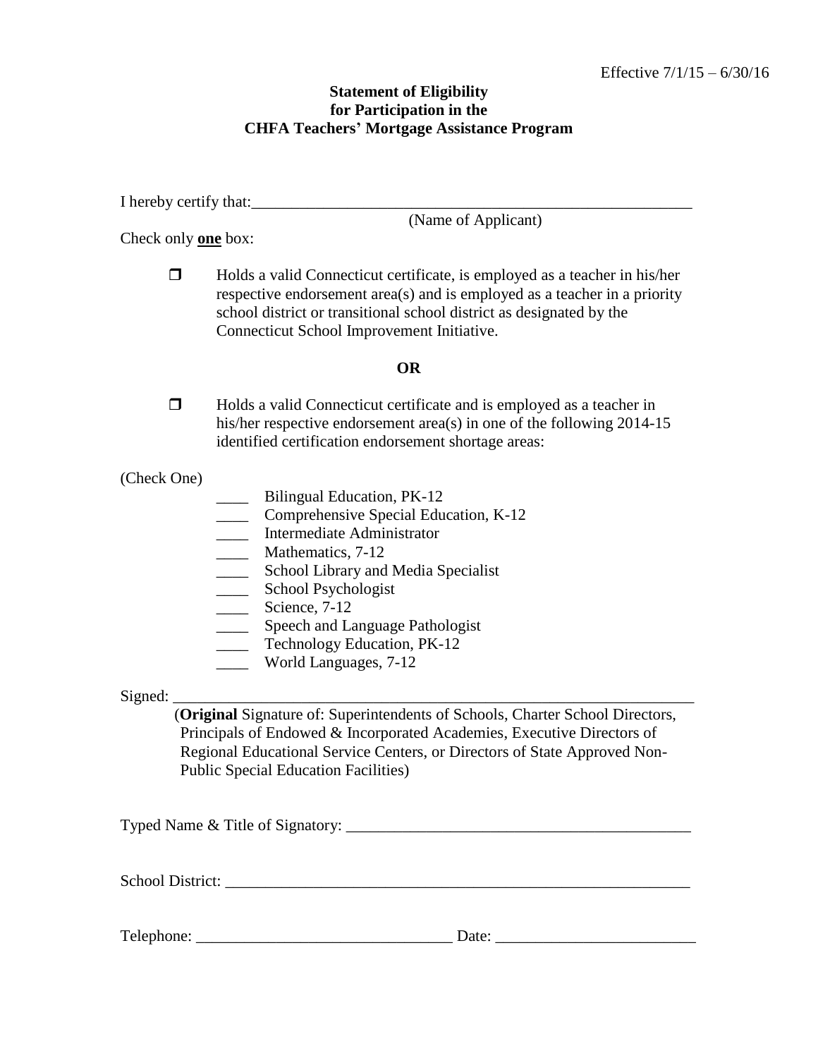Effective 7/1/15 – 6/30/16

**Statement of Eligibility**
**for Participation in the**
**CHFA Teachers' Mortgage Assistance Program**

I hereby certify that:\_\_\_\_\_\_\_\_\_\_\_\_\_\_\_\_\_\_\_\_\_\_\_\_\_\_\_\_\_\_\_\_\_\_\_\_\_\_\_\_\_\_\_\_\_\_\_\_\_\_\_\_\_\_\_\_
(Name of Applicant)

Check only **one** box:

- ☐ Holds a valid Connecticut certificate, is employed as a teacher in his/her respective endorsement area(s) and is employed as a teacher in a priority school district or transitional school district as designated by the Connecticut School Improvement Initiative.

**OR**

- ☐ Holds a valid Connecticut certificate and is employed as a teacher in his/her respective endorsement area(s) in one of the following 2014-15 identified certification endorsement shortage areas:

(Check One)

\_\_\_\_ Bilingual Education, PK-12
\_\_\_\_ Comprehensive Special Education, K-12
\_\_\_\_ Intermediate Administrator
\_\_\_\_ Mathematics, 7-12
\_\_\_\_ School Library and Media Specialist
\_\_\_\_ School Psychologist
\_\_\_\_ Science, 7-12
\_\_\_\_ Speech and Language Pathologist
\_\_\_\_ Technology Education, PK-12
\_\_\_\_ World Languages, 7-12

Signed: \_\_\_\_\_\_\_\_\_\_\_\_\_\_\_\_\_\_\_\_\_\_\_\_\_\_\_\_\_\_\_\_\_\_\_\_\_\_\_\_\_\_\_\_\_\_\_\_\_\_\_\_\_\_\_\_\_\_\_\_\_\_
(**Original** Signature of: Superintendents of Schools, Charter School Directors, Principals of Endowed & Incorporated Academies, Executive Directors of Regional Educational Service Centers, or Directors of State Approved Non-Public Special Education Facilities)

Typed Name & Title of Signatory: \_\_\_\_\_\_\_\_\_\_\_\_\_\_\_\_\_\_\_\_\_\_\_\_\_\_\_\_\_\_\_\_\_\_\_\_\_\_\_\_\_\_

School District: \_\_\_\_\_\_\_\_\_\_\_\_\_\_\_\_\_\_\_\_\_\_\_\_\_\_\_\_\_\_\_\_\_\_\_\_\_\_\_\_\_\_\_\_\_\_\_\_\_\_\_\_\_\_\_\_\_\_

Telephone: \_\_\_\_\_\_\_\_\_\_\_\_\_\_\_\_\_\_\_\_\_\_\_\_\_\_\_\_\_\_\_\_ Date: \_\_\_\_\_\_\_\_\_\_\_\_\_\_\_\_\_\_\_\_\_\_\_\_\_